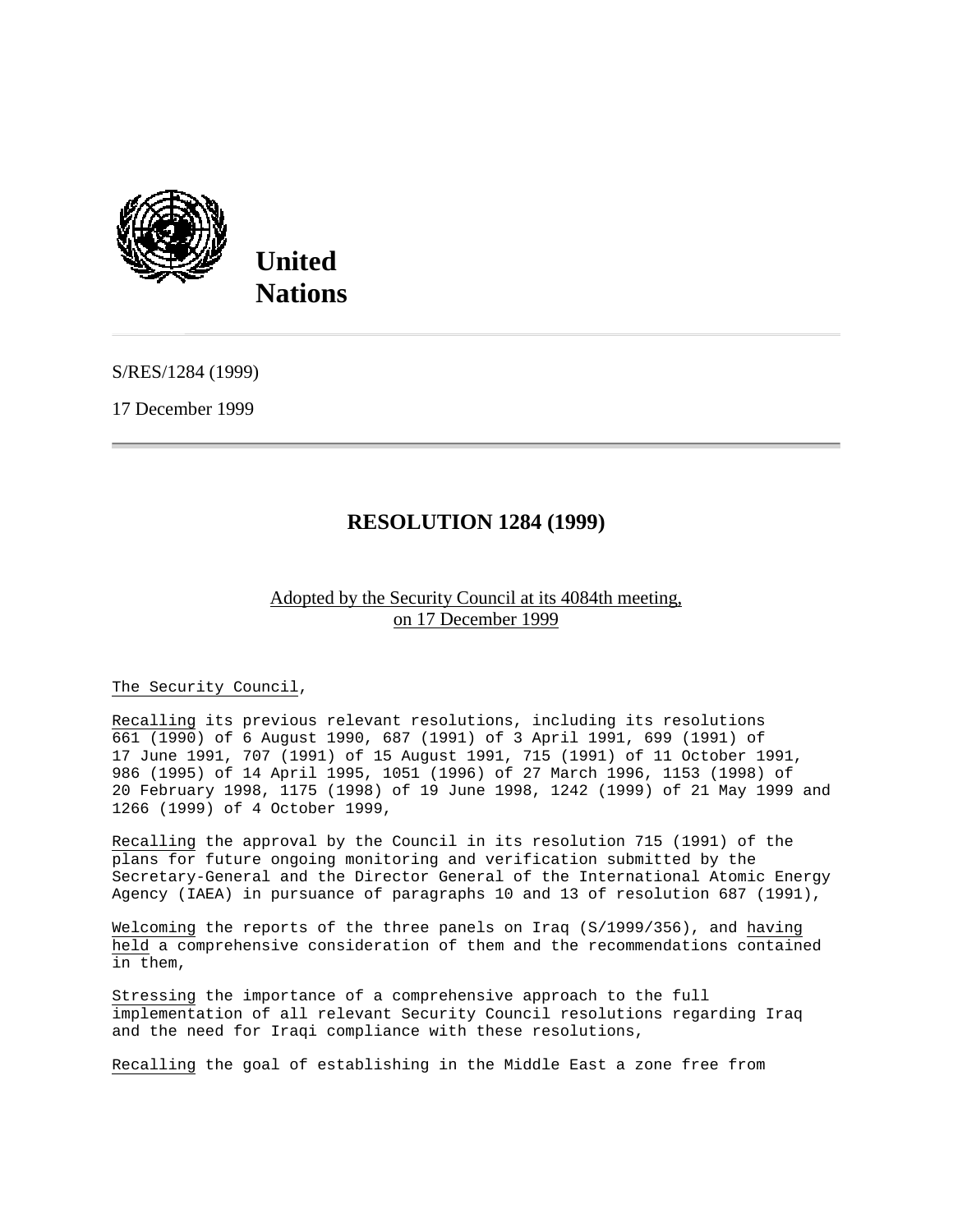**United Nations**

S/RES/1284 (1999)

17 December 1999

# RESOLUTION 1284 (1999)

Adopted by the Security Council at its 4084th meeting, on 17 December 1999

The Security Council,

Recalling its previous relevant resolutions, including its resolutions 661 (1990) of 6 August 1990, 687 (1991) of 3 April 1991, 699 (1991) of 17 June 1991, 707 (1991) of 15 August 1991, 715 (1991) of 11 October 1991, 986 (1995) of 14 April 1995, 1051 (1996) of 27 March 1996, 1153 (1998) of 20 February 1998, 1175 (1998) of 19 June 1998, 1242 (1999) of 21 May 1999 and 1266 (1999) of 4 October 1999,

Recalling the approval by the Council in its resolution 715 (1991) of the plans for future ongoing monitoring and verification submitted by the Secretary-General and the Director General of the International Atomic Energy Agency (IAEA) in pursuance of paragraphs 10 and 13 of resolution 687 (1991),

Welcoming the reports of the three panels on Iraq (S/1999/356), and having held a comprehensive consideration of them and the recommendations contained in them,

Stressing the importance of a comprehensive approach to the full implementation of all relevant Security Council resolutions regarding Iraq and the need for Iraqi compliance with these resolutions,

Recalling the goal of establishing in the Middle East a zone free from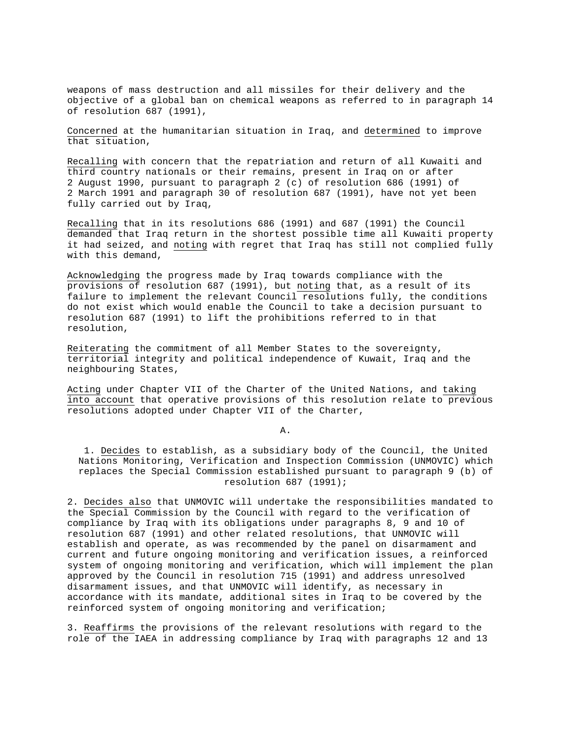weapons of mass destruction and all missiles for their delivery and the objective of a global ban on chemical weapons as referred to in paragraph 14 of resolution 687 (1991),

Concerned at the humanitarian situation in Iraq, and determined to improve that situation,

Recalling with concern that the repatriation and return of all Kuwaiti and third country nationals or their remains, present in Iraq on or after 2 August 1990, pursuant to paragraph 2 (c) of resolution 686 (1991) of 2 March 1991 and paragraph 30 of resolution 687 (1991), have not yet been fully carried out by Iraq,

Recalling that in its resolutions 686 (1991) and 687 (1991) the Council demanded that Iraq return in the shortest possible time all Kuwaiti property it had seized, and noting with regret that Iraq has still not complied fully with this demand,

Acknowledging the progress made by Iraq towards compliance with the provisions of resolution 687 (1991), but noting that, as a result of its failure to implement the relevant Council resolutions fully, the conditions do not exist which would enable the Council to take a decision pursuant to resolution 687 (1991) to lift the prohibitions referred to in that resolution,

Reiterating the commitment of all Member States to the sovereignty, territorial integrity and political independence of Kuwait, Iraq and the neighbouring States,

Acting under Chapter VII of the Charter of the United Nations, and taking into account that operative provisions of this resolution relate to previous resolutions adopted under Chapter VII of the Charter,

A.

1. Decides to establish, as a subsidiary body of the Council, the United Nations Monitoring, Verification and Inspection Commission (UNMOVIC) which replaces the Special Commission established pursuant to paragraph 9 (b) of resolution 687 (1991);

2. Decides also that UNMOVIC will undertake the responsibilities mandated to the Special Commission by the Council with regard to the verification of compliance by Iraq with its obligations under paragraphs 8, 9 and 10 of resolution 687 (1991) and other related resolutions, that UNMOVIC will establish and operate, as was recommended by the panel on disarmament and current and future ongoing monitoring and verification issues, a reinforced system of ongoing monitoring and verification, which will implement the plan approved by the Council in resolution 715 (1991) and address unresolved disarmament issues, and that UNMOVIC will identify, as necessary in accordance with its mandate, additional sites in Iraq to be covered by the reinforced system of ongoing monitoring and verification;

3. Reaffirms the provisions of the relevant resolutions with regard to the role of the IAEA in addressing compliance by Iraq with paragraphs 12 and 13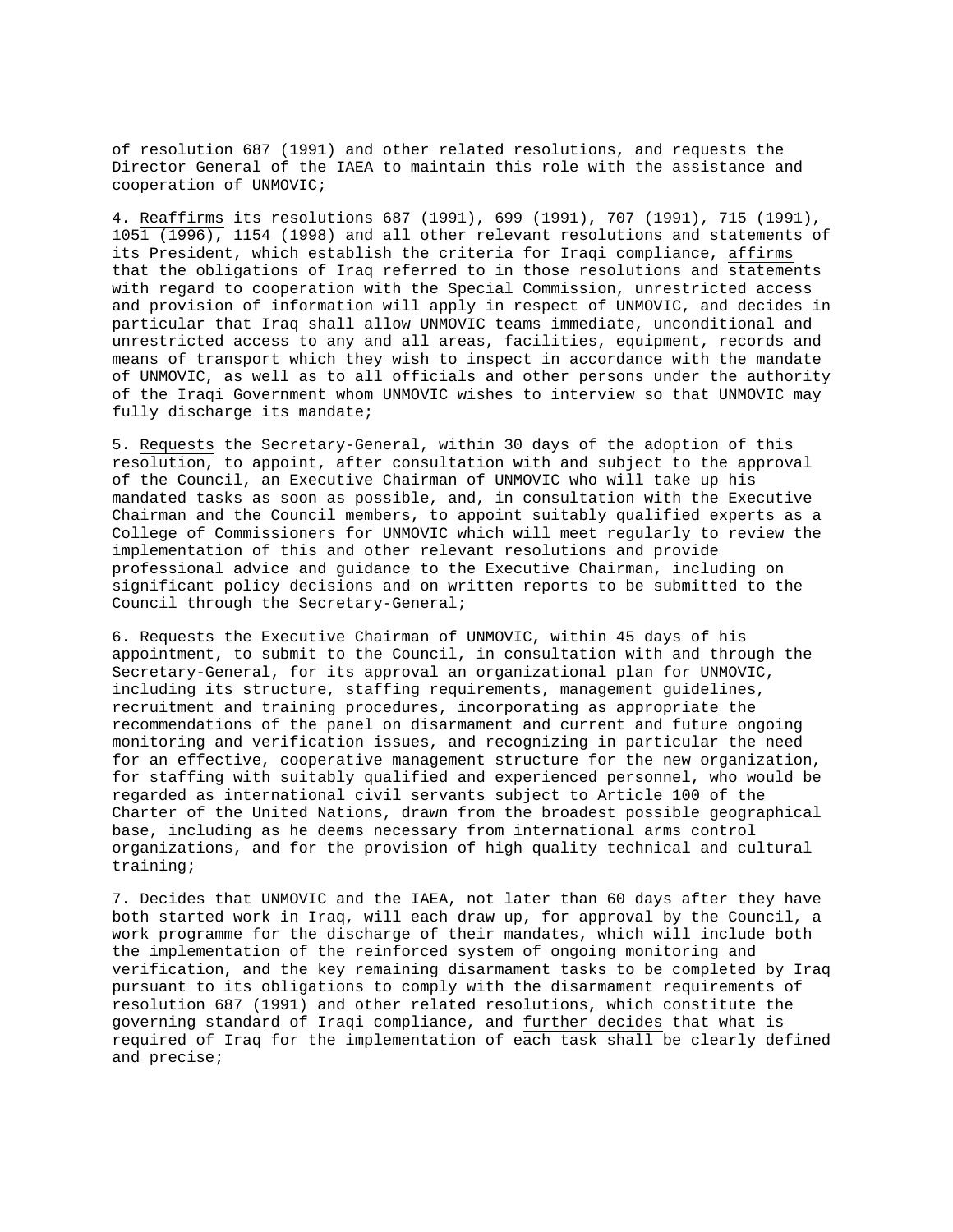of resolution 687 (1991) and other related resolutions, and requests the Director General of the IAEA to maintain this role with the assistance and cooperation of UNMOVIC;

4. Reaffirms its resolutions 687 (1991), 699 (1991), 707 (1991), 715 (1991), 1051 (1996), 1154 (1998) and all other relevant resolutions and statements of its President, which establish the criteria for Iraqi compliance, affirms that the obligations of Iraq referred to in those resolutions and statements with regard to cooperation with the Special Commission, unrestricted access and provision of information will apply in respect of UNMOVIC, and decides in particular that Iraq shall allow UNMOVIC teams immediate, unconditional and unrestricted access to any and all areas, facilities, equipment, records and means of transport which they wish to inspect in accordance with the mandate of UNMOVIC, as well as to all officials and other persons under the authority of the Iraqi Government whom UNMOVIC wishes to interview so that UNMOVIC may fully discharge its mandate;

5. Requests the Secretary-General, within 30 days of the adoption of this resolution, to appoint, after consultation with and subject to the approval of the Council, an Executive Chairman of UNMOVIC who will take up his mandated tasks as soon as possible, and, in consultation with the Executive Chairman and the Council members, to appoint suitably qualified experts as a College of Commissioners for UNMOVIC which will meet regularly to review the implementation of this and other relevant resolutions and provide professional advice and guidance to the Executive Chairman, including on significant policy decisions and on written reports to be submitted to the Council through the Secretary-General;

6. Requests the Executive Chairman of UNMOVIC, within 45 days of his appointment, to submit to the Council, in consultation with and through the Secretary-General, for its approval an organizational plan for UNMOVIC, including its structure, staffing requirements, management guidelines, recruitment and training procedures, incorporating as appropriate the recommendations of the panel on disarmament and current and future ongoing monitoring and verification issues, and recognizing in particular the need for an effective, cooperative management structure for the new organization, for staffing with suitably qualified and experienced personnel, who would be regarded as international civil servants subject to Article 100 of the Charter of the United Nations, drawn from the broadest possible geographical base, including as he deems necessary from international arms control organizations, and for the provision of high quality technical and cultural training;

7. Decides that UNMOVIC and the IAEA, not later than 60 days after they have both started work in Iraq, will each draw up, for approval by the Council, a work programme for the discharge of their mandates, which will include both the implementation of the reinforced system of ongoing monitoring and verification, and the key remaining disarmament tasks to be completed by Iraq pursuant to its obligations to comply with the disarmament requirements of resolution 687 (1991) and other related resolutions, which constitute the governing standard of Iraqi compliance, and further decides that what is required of Iraq for the implementation of each task shall be clearly defined and precise;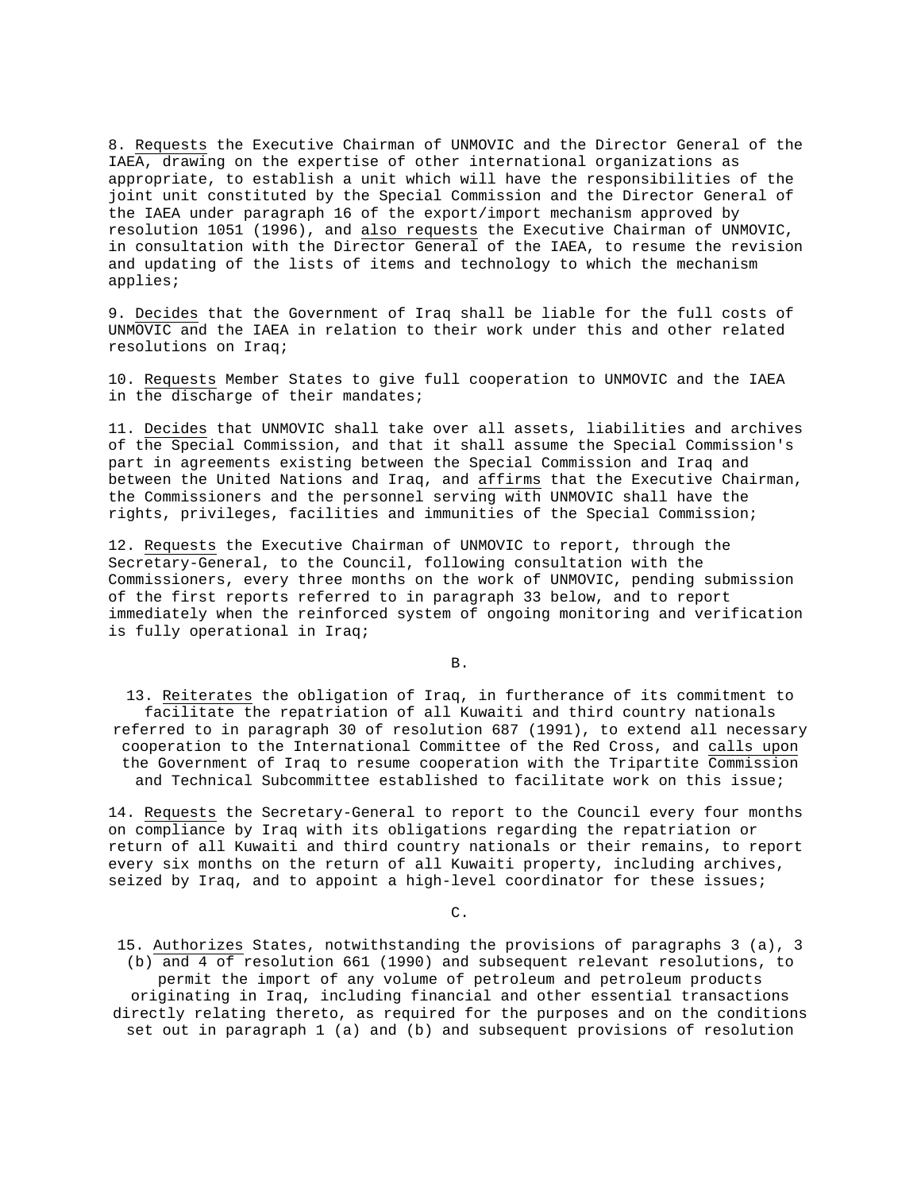8. Requests the Executive Chairman of UNMOVIC and the Director General of the IAEA, drawing on the expertise of other international organizations as appropriate, to establish a unit which will have the responsibilities of the joint unit constituted by the Special Commission and the Director General of the IAEA under paragraph 16 of the export/import mechanism approved by resolution 1051 (1996), and also requests the Executive Chairman of UNMOVIC, in consultation with the Director General of the IAEA, to resume the revision and updating of the lists of items and technology to which the mechanism applies;

9. Decides that the Government of Iraq shall be liable for the full costs of UNMOVIC and the IAEA in relation to their work under this and other related resolutions on Iraq;

10. Requests Member States to give full cooperation to UNMOVIC and the IAEA in the discharge of their mandates;

11. Decides that UNMOVIC shall take over all assets, liabilities and archives of the Special Commission, and that it shall assume the Special Commission's part in agreements existing between the Special Commission and Iraq and between the United Nations and Iraq, and affirms that the Executive Chairman, the Commissioners and the personnel serving with UNMOVIC shall have the rights, privileges, facilities and immunities of the Special Commission;

12. Requests the Executive Chairman of UNMOVIC to report, through the Secretary-General, to the Council, following consultation with the Commissioners, every three months on the work of UNMOVIC, pending submission of the first reports referred to in paragraph 33 below, and to report immediately when the reinforced system of ongoing monitoring and verification is fully operational in Iraq;

B.

13. Reiterates the obligation of Iraq, in furtherance of its commitment to facilitate the repatriation of all Kuwaiti and third country nationals referred to in paragraph 30 of resolution 687 (1991), to extend all necessary cooperation to the International Committee of the Red Cross, and calls upon the Government of Iraq to resume cooperation with the Tripartite Commission and Technical Subcommittee established to facilitate work on this issue;

14. Requests the Secretary-General to report to the Council every four months on compliance by Iraq with its obligations regarding the repatriation or return of all Kuwaiti and third country nationals or their remains, to report every six months on the return of all Kuwaiti property, including archives, seized by Iraq, and to appoint a high-level coordinator for these issues;

C.

15. Authorizes States, notwithstanding the provisions of paragraphs 3 (a), 3 (b) and 4 of resolution 661 (1990) and subsequent relevant resolutions, to permit the import of any volume of petroleum and petroleum products originating in Iraq, including financial and other essential transactions directly relating thereto, as required for the purposes and on the conditions set out in paragraph 1 (a) and (b) and subsequent provisions of resolution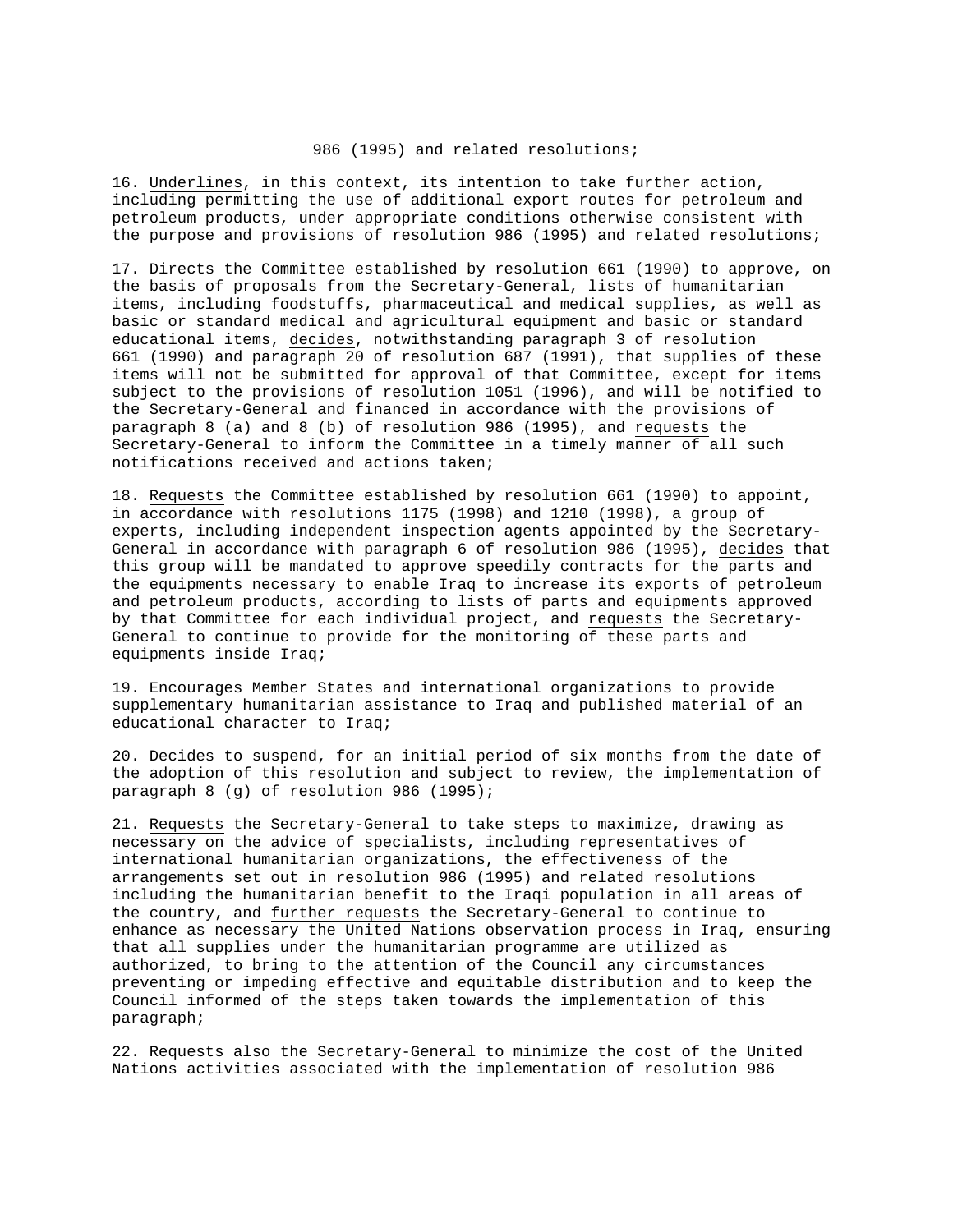986 (1995) and related resolutions;

16. Underlines, in this context, its intention to take further action, including permitting the use of additional export routes for petroleum and petroleum products, under appropriate conditions otherwise consistent with the purpose and provisions of resolution 986 (1995) and related resolutions;

17. Directs the Committee established by resolution 661 (1990) to approve, on the basis of proposals from the Secretary-General, lists of humanitarian items, including foodstuffs, pharmaceutical and medical supplies, as well as basic or standard medical and agricultural equipment and basic or standard educational items, decides, notwithstanding paragraph 3 of resolution 661 (1990) and paragraph 20 of resolution 687 (1991), that supplies of these items will not be submitted for approval of that Committee, except for items subject to the provisions of resolution 1051 (1996), and will be notified to the Secretary-General and financed in accordance with the provisions of paragraph 8 (a) and 8 (b) of resolution 986 (1995), and requests the Secretary-General to inform the Committee in a timely manner of all such notifications received and actions taken;

18. Requests the Committee established by resolution 661 (1990) to appoint, in accordance with resolutions 1175 (1998) and 1210 (1998), a group of experts, including independent inspection agents appointed by the Secretary-General in accordance with paragraph 6 of resolution 986 (1995), decides that this group will be mandated to approve speedily contracts for the parts and the equipments necessary to enable Iraq to increase its exports of petroleum and petroleum products, according to lists of parts and equipments approved by that Committee for each individual project, and requests the Secretary-General to continue to provide for the monitoring of these parts and equipments inside Iraq;

19. Encourages Member States and international organizations to provide supplementary humanitarian assistance to Iraq and published material of an educational character to Iraq;

20. Decides to suspend, for an initial period of six months from the date of the adoption of this resolution and subject to review, the implementation of paragraph 8 (g) of resolution 986 (1995);

21. Requests the Secretary-General to take steps to maximize, drawing as necessary on the advice of specialists, including representatives of international humanitarian organizations, the effectiveness of the arrangements set out in resolution 986 (1995) and related resolutions including the humanitarian benefit to the Iraqi population in all areas of the country, and further requests the Secretary-General to continue to enhance as necessary the United Nations observation process in Iraq, ensuring that all supplies under the humanitarian programme are utilized as authorized, to bring to the attention of the Council any circumstances preventing or impeding effective and equitable distribution and to keep the Council informed of the steps taken towards the implementation of this paragraph;

22. Requests also the Secretary-General to minimize the cost of the United Nations activities associated with the implementation of resolution 986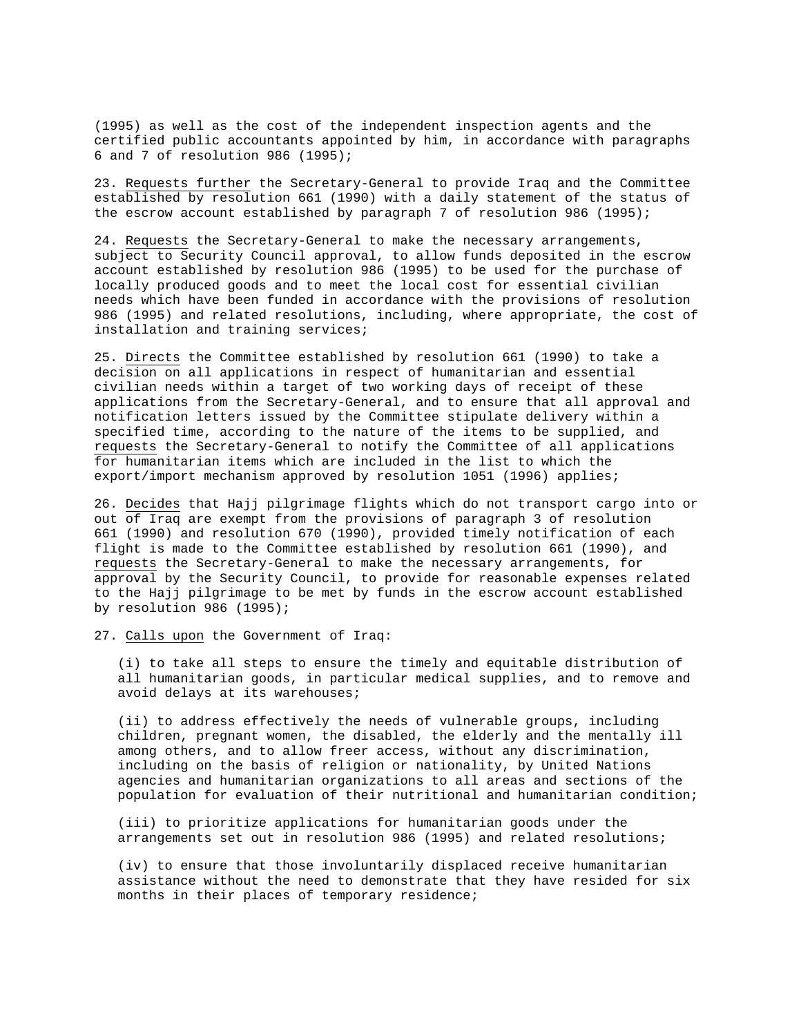(1995) as well as the cost of the independent inspection agents and the certified public accountants appointed by him, in accordance with paragraphs 6 and 7 of resolution 986 (1995);

23. Requests further the Secretary-General to provide Iraq and the Committee established by resolution 661 (1990) with a daily statement of the status of the escrow account established by paragraph 7 of resolution 986 (1995);

24. Requests the Secretary-General to make the necessary arrangements, subject to Security Council approval, to allow funds deposited in the escrow account established by resolution 986 (1995) to be used for the purchase of locally produced goods and to meet the local cost for essential civilian needs which have been funded in accordance with the provisions of resolution 986 (1995) and related resolutions, including, where appropriate, the cost of installation and training services;

25. Directs the Committee established by resolution 661 (1990) to take a decision on all applications in respect of humanitarian and essential civilian needs within a target of two working days of receipt of these applications from the Secretary-General, and to ensure that all approval and notification letters issued by the Committee stipulate delivery within a specified time, according to the nature of the items to be supplied, and requests the Secretary-General to notify the Committee of all applications for humanitarian items which are included in the list to which the export/import mechanism approved by resolution 1051 (1996) applies;

26. Decides that Hajj pilgrimage flights which do not transport cargo into or out of Iraq are exempt from the provisions of paragraph 3 of resolution 661 (1990) and resolution 670 (1990), provided timely notification of each flight is made to the Committee established by resolution 661 (1990), and requests the Secretary-General to make the necessary arrangements, for approval by the Security Council, to provide for reasonable expenses related to the Hajj pilgrimage to be met by funds in the escrow account established by resolution 986 (1995);

27. Calls upon the Government of Iraq:

(i) to take all steps to ensure the timely and equitable distribution of all humanitarian goods, in particular medical supplies, and to remove and avoid delays at its warehouses;

(ii) to address effectively the needs of vulnerable groups, including children, pregnant women, the disabled, the elderly and the mentally ill among others, and to allow freer access, without any discrimination, including on the basis of religion or nationality, by United Nations agencies and humanitarian organizations to all areas and sections of the population for evaluation of their nutritional and humanitarian condition;

(iii) to prioritize applications for humanitarian goods under the arrangements set out in resolution 986 (1995) and related resolutions;

(iv) to ensure that those involuntarily displaced receive humanitarian assistance without the need to demonstrate that they have resided for six months in their places of temporary residence;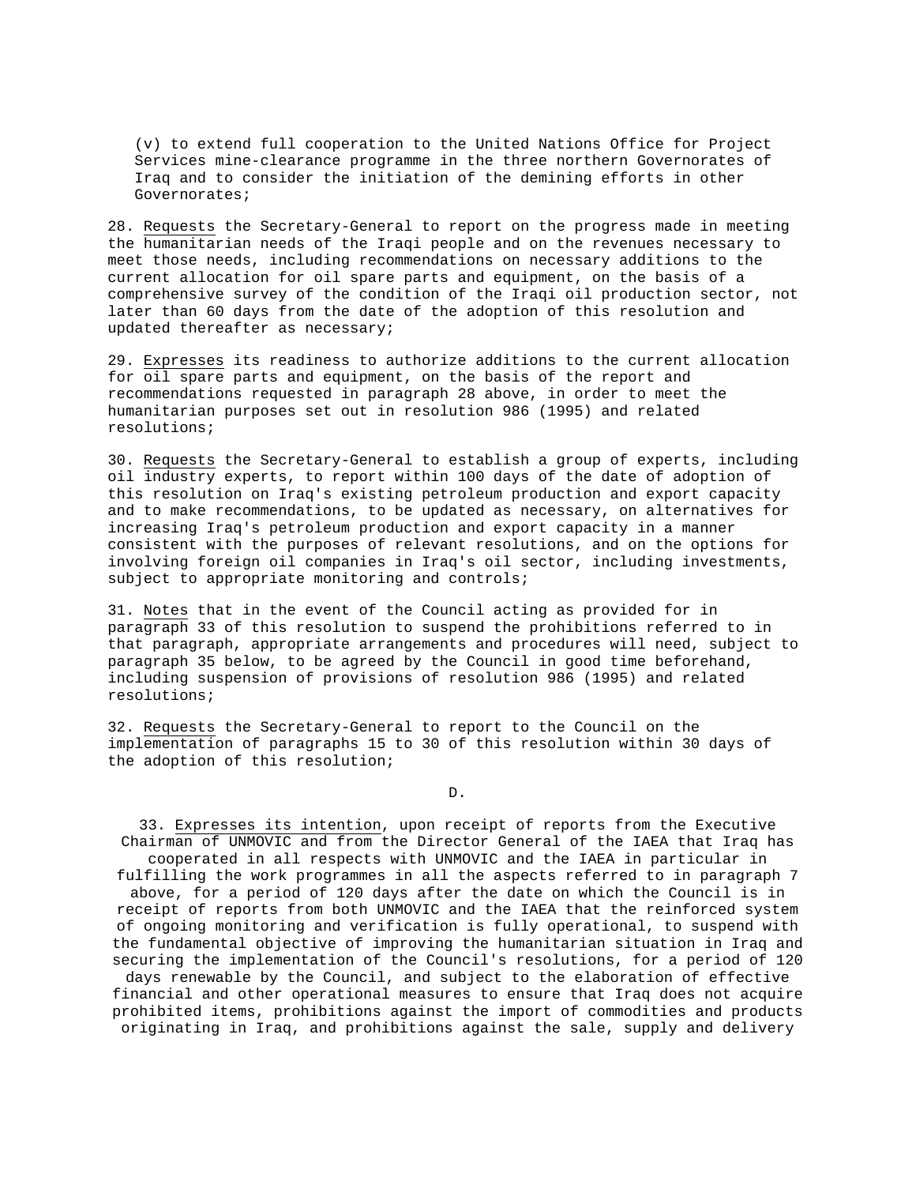(v) to extend full cooperation to the United Nations Office for Project Services mine-clearance programme in the three northern Governorates of Iraq and to consider the initiation of the demining efforts in other Governorates;

28. Requests the Secretary-General to report on the progress made in meeting the humanitarian needs of the Iraqi people and on the revenues necessary to meet those needs, including recommendations on necessary additions to the current allocation for oil spare parts and equipment, on the basis of a comprehensive survey of the condition of the Iraqi oil production sector, not later than 60 days from the date of the adoption of this resolution and updated thereafter as necessary;

29. Expresses its readiness to authorize additions to the current allocation for oil spare parts and equipment, on the basis of the report and recommendations requested in paragraph 28 above, in order to meet the humanitarian purposes set out in resolution 986 (1995) and related resolutions;

30. Requests the Secretary-General to establish a group of experts, including oil industry experts, to report within 100 days of the date of adoption of this resolution on Iraq's existing petroleum production and export capacity and to make recommendations, to be updated as necessary, on alternatives for increasing Iraq's petroleum production and export capacity in a manner consistent with the purposes of relevant resolutions, and on the options for involving foreign oil companies in Iraq's oil sector, including investments, subject to appropriate monitoring and controls;

31. Notes that in the event of the Council acting as provided for in paragraph 33 of this resolution to suspend the prohibitions referred to in that paragraph, appropriate arrangements and procedures will need, subject to paragraph 35 below, to be agreed by the Council in good time beforehand, including suspension of provisions of resolution 986 (1995) and related resolutions;

32. Requests the Secretary-General to report to the Council on the implementation of paragraphs 15 to 30 of this resolution within 30 days of the adoption of this resolution;

D.

33. Expresses its intention, upon receipt of reports from the Executive Chairman of UNMOVIC and from the Director General of the IAEA that Iraq has cooperated in all respects with UNMOVIC and the IAEA in particular in fulfilling the work programmes in all the aspects referred to in paragraph 7 above, for a period of 120 days after the date on which the Council is in receipt of reports from both UNMOVIC and the IAEA that the reinforced system of ongoing monitoring and verification is fully operational, to suspend with the fundamental objective of improving the humanitarian situation in Iraq and securing the implementation of the Council's resolutions, for a period of 120 days renewable by the Council, and subject to the elaboration of effective financial and other operational measures to ensure that Iraq does not acquire prohibited items, prohibitions against the import of commodities and products originating in Iraq, and prohibitions against the sale, supply and delivery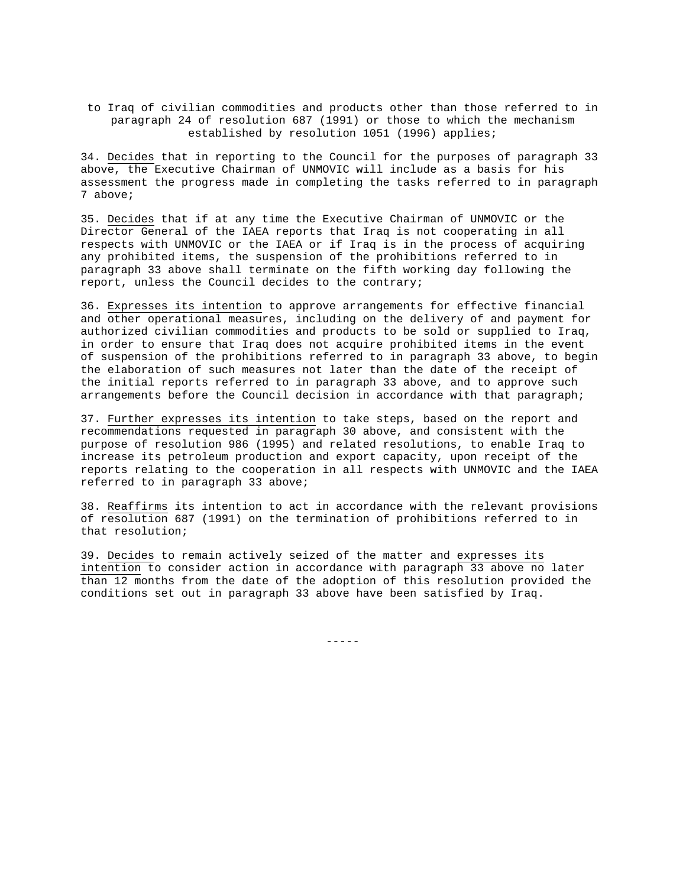to Iraq of civilian commodities and products other than those referred to in paragraph 24 of resolution 687 (1991) or those to which the mechanism established by resolution 1051 (1996) applies;

34. Decides that in reporting to the Council for the purposes of paragraph 33 above, the Executive Chairman of UNMOVIC will include as a basis for his assessment the progress made in completing the tasks referred to in paragraph 7 above;

35. Decides that if at any time the Executive Chairman of UNMOVIC or the Director General of the IAEA reports that Iraq is not cooperating in all respects with UNMOVIC or the IAEA or if Iraq is in the process of acquiring any prohibited items, the suspension of the prohibitions referred to in paragraph 33 above shall terminate on the fifth working day following the report, unless the Council decides to the contrary;

36. Expresses its intention to approve arrangements for effective financial and other operational measures, including on the delivery of and payment for authorized civilian commodities and products to be sold or supplied to Iraq, in order to ensure that Iraq does not acquire prohibited items in the event of suspension of the prohibitions referred to in paragraph 33 above, to begin the elaboration of such measures not later than the date of the receipt of the initial reports referred to in paragraph 33 above, and to approve such arrangements before the Council decision in accordance with that paragraph;

37. Further expresses its intention to take steps, based on the report and recommendations requested in paragraph 30 above, and consistent with the purpose of resolution 986 (1995) and related resolutions, to enable Iraq to increase its petroleum production and export capacity, upon receipt of the reports relating to the cooperation in all respects with UNMOVIC and the IAEA referred to in paragraph 33 above;

38. Reaffirms its intention to act in accordance with the relevant provisions of resolution 687 (1991) on the termination of prohibitions referred to in that resolution;

39. Decides to remain actively seized of the matter and expresses its intention to consider action in accordance with paragraph 33 above no later than 12 months from the date of the adoption of this resolution provided the conditions set out in paragraph 33 above have been satisfied by Iraq.

-----